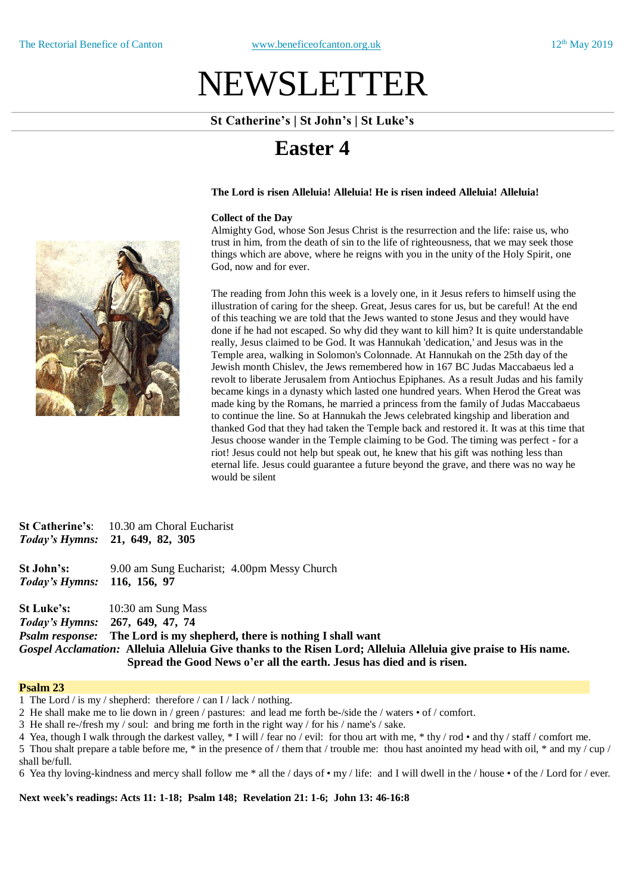# NEWSLETTER

**St Catherine's | St John's | St Luke's**

## Easter 4

**The Lord is risen Alleluia! Alleluia! He is risen indeed Alleluia! Alleluia!**

**Collect of the Day**

Almighty God, whose Son Jesus Christ is the resurrection and the life: raise us, who trust in him, from the death of sin to the life of righteousness, that we may seek those things which are above, where he reigns with you in the unity of the Holy Spirit, one God, now and for ever.

The reading from John this week is a lovely one, in it Jesus refers to himself using the illustration of caring for the sheep. Great, Jesus cares for us, but be careful! At the end of this teaching we are told that the Jews wanted to stone Jesus and they would have done if he had not escaped. So why did they want to kill him? It is quite understandable really, Jesus claimed to be God. It was Hannukah 'dedication,' and Jesus was in the Temple area, walking in Solomon's Colonnade. At Hannukah on the 25th day of the Jewish month Chislev, the Jews remembered how in 167 BC Judas Maccabaeus led a revolt to liberate Jerusalem from Antiochus Epiphanes. As a result Judas and his family became kings in a dynasty which lasted one hundred years. When Herod the Great was made king by the Romans, he married a princess from the family of Judas Maccabaeus to continue the line. So at Hannukah the Jews celebrated kingship and liberation and thanked God that they had taken the Temple back and restored it. It was at this time that Jesus choose wander in the Temple claiming to be God. The timing was perfect - for a riot! Jesus could not help but speak out, he knew that his gift was nothing less than eternal life. Jesus could guarantee a future beyond the grave, and there was no way he would be silent

**St Catherine's**: 10.30 am Choral Eucharist
***Today's Hymns:*** **21, 649, 82, 305**

**St John's:** 9.00 am Sung Eucharist; 4.00pm Messy Church
***Today's Hymns:*** **116, 156, 97**

**St Luke's:** 10:30 am Sung Mass
***Today's Hymns:*** **267, 649, 47, 74**
***Psalm response:*** **The Lord is my shepherd, there is nothing I shall want**
***Gospel Acclamation:*** **Alleluia Alleluia Give thanks to the Risen Lord; Alleluia Alleluia give praise to His name. Spread the Good News o'er all the earth. Jesus has died and is risen.**

**Psalm 23**

1 The Lord / is my / shepherd: therefore / can I / lack / nothing.
2 He shall make me to lie down in / green / pastures: and lead me forth be-/side the / waters • of / comfort.
3 He shall re-/fresh my / soul: and bring me forth in the right way / for his / name's / sake.
4 Yea, though I walk through the darkest valley, * I will / fear no / evil: for thou art with me, * thy / rod • and thy / staff / comfort me.
5 Thou shalt prepare a table before me, * in the presence of / them that / trouble me: thou hast anointed my head with oil, * and my / cup / shall be/full.
6 Yea thy loving-kindness and mercy shall follow me * all the / days of • my / life: and I will dwell in the / house • of the / Lord for / ever.

**Next week's readings: Acts 11: 1-18; Psalm 148; Revelation 21: 1-6; John 13: 46-16:8**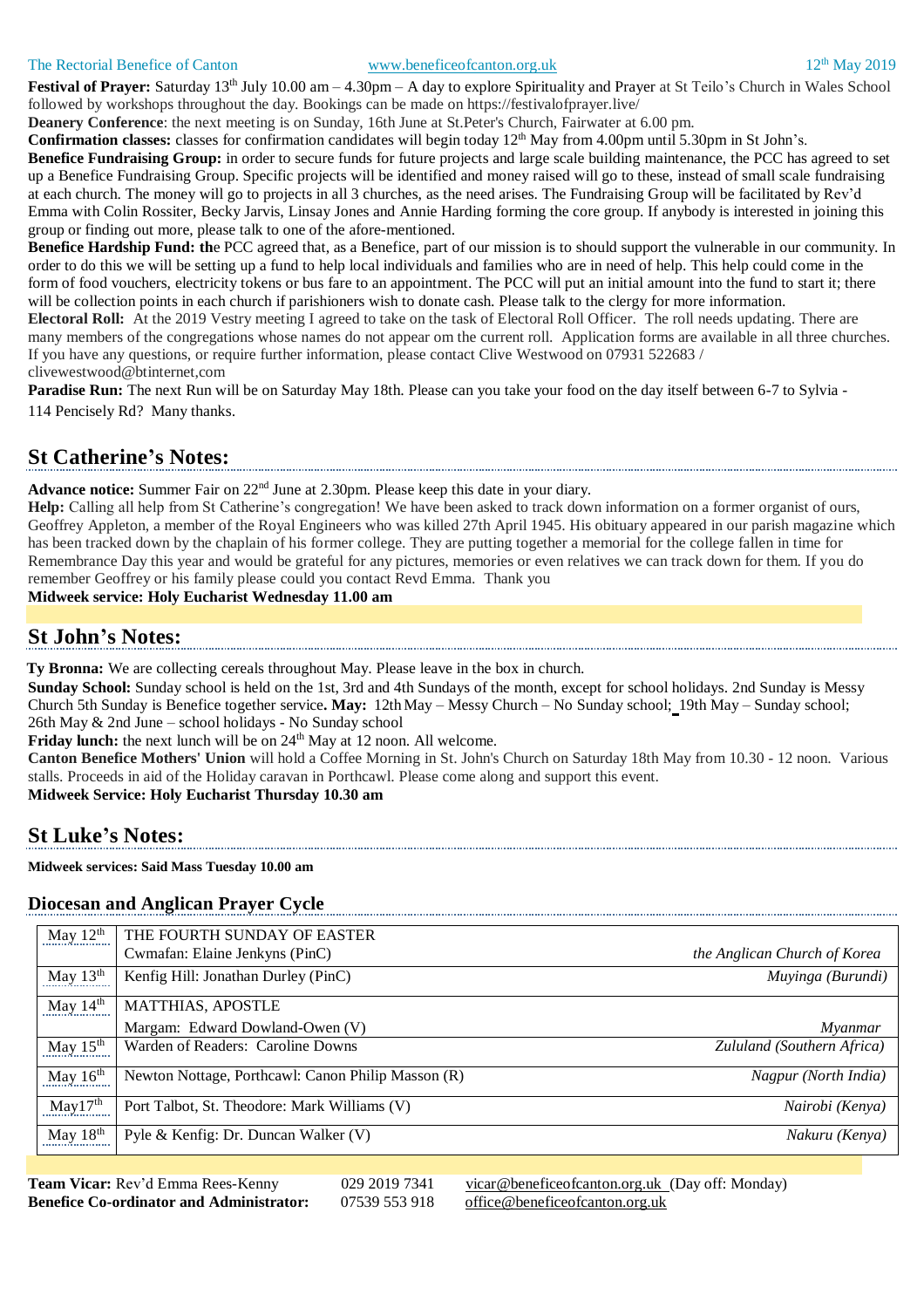**Festival of Prayer:** Saturday 13th July 10.00 am – 4.30pm – A day to explore Spirituality and Prayer at St Teilo's Church in Wales School followed by workshops throughout the day. Bookings can be made on https://festivalofprayer.live/

**Deanery Conference**: the next meeting is on Sunday, 16th June at St.Peter's Church, Fairwater at 6.00 pm.

**Confirmation classes:** classes for confirmation candidates will begin today 12th May from 4.00pm until 5.30pm in St John's.

**Benefice Fundraising Group:** in order to secure funds for future projects and large scale building maintenance, the PCC has agreed to set up a Benefice Fundraising Group. Specific projects will be identified and money raised will go to these, instead of small scale fundraising at each church. The money will go to projects in all 3 churches, as the need arises. The Fundraising Group will be facilitated by Rev'd Emma with Colin Rossiter, Becky Jarvis, Linsay Jones and Annie Harding forming the core group. If anybody is interested in joining this group or finding out more, please talk to one of the afore-mentioned.

**Benefice Hardship Fund: th**e PCC agreed that, as a Benefice, part of our mission is to should support the vulnerable in our community. In order to do this we will be setting up a fund to help local individuals and families who are in need of help. This help could come in the form of food vouchers, electricity tokens or bus fare to an appointment. The PCC will put an initial amount into the fund to start it; there will be collection points in each church if parishioners wish to donate cash. Please talk to the clergy for more information.

**Electoral Roll:** At the 2019 Vestry meeting I agreed to take on the task of Electoral Roll Officer. The roll needs updating. There are many members of the congregations whose names do not appear om the current roll. Application forms are available in all three churches. If you have any questions, or require further information, please contact Clive Westwood on 07931 522683 / clivewestwood@btinternet,com

**Paradise Run:** The next Run will be on Saturday May 18th. Please can you take your food on the day itself between 6-7 to Sylvia - 114 Pencisely Rd? Many thanks.

## St Catherine's Notes:

**Advance notice:** Summer Fair on 22nd June at 2.30pm. Please keep this date in your diary.

**Help:** Calling all help from St Catherine's congregation! We have been asked to track down information on a former organist of ours, Geoffrey Appleton, a member of the Royal Engineers who was killed 27th April 1945. His obituary appeared in our parish magazine which has been tracked down by the chaplain of his former college. They are putting together a memorial for the college fallen in time for Remembrance Day this year and would be grateful for any pictures, memories or even relatives we can track down for them. If you do remember Geoffrey or his family please could you contact Revd Emma. Thank you

**Midweek service: Holy Eucharist Wednesday 11.00 am**

## St John's Notes:

**Ty Bronna:** We are collecting cereals throughout May. Please leave in the box in church.

**Sunday School:** Sunday school is held on the 1st, 3rd and 4th Sundays of the month, except for school holidays. 2nd Sunday is Messy Church 5th Sunday is Benefice together service**. May:** 12th May – Messy Church – No Sunday school; 19th May – Sunday school; 26th May & 2nd June – school holidays - No Sunday school

**Friday lunch:** the next lunch will be on 24th May at 12 noon. All welcome.

**Canton Benefice Mothers' Union** will hold a Coffee Morning in St. John's Church on Saturday 18th May from 10.30 - 12 noon. Various stalls. Proceeds in aid of the Holiday caravan in Porthcawl. Please come along and support this event.

**Midweek Service: Holy Eucharist Thursday 10.30 am**

## St Luke's Notes:

**Midweek services: Said Mass Tuesday 10.00 am**

## Diocesan and Anglican Prayer Cycle

| | | |
|---|---|---|
| May 12th | THE FOURTH SUNDAY OF EASTER<br>Cwmafan: Elaine Jenkyns (PinC) | *the Anglican Church of Korea* |
| May 13th | Kenfig Hill: Jonathan Durley (PinC) | *Muyinga (Burundi)* |
| May 14th | MATTHIAS, APOSTLE<br>Margam: Edward Dowland-Owen (V) | *Myanmar* |
| May 15th | Warden of Readers: Caroline Downs | *Zululand (Southern Africa)* |
| May 16th | Newton Nottage, Porthcawl: Canon Philip Masson (R) | *Nagpur (North India)* |
| May17th | Port Talbot, St. Theodore: Mark Williams (V) | *Nairobi (Kenya)* |
| May 18th | Pyle & Kenfig: Dr. Duncan Walker (V) | *Nakuru (Kenya)* |

**Team Vicar:** Rev'd Emma Rees-Kenny 029 2019 7341 vicar@beneficeofcanton.org.uk (Day off: Monday)
**Benefice Co-ordinator and Administrator:** 07539 553 918 office@beneficeofcanton.org.uk